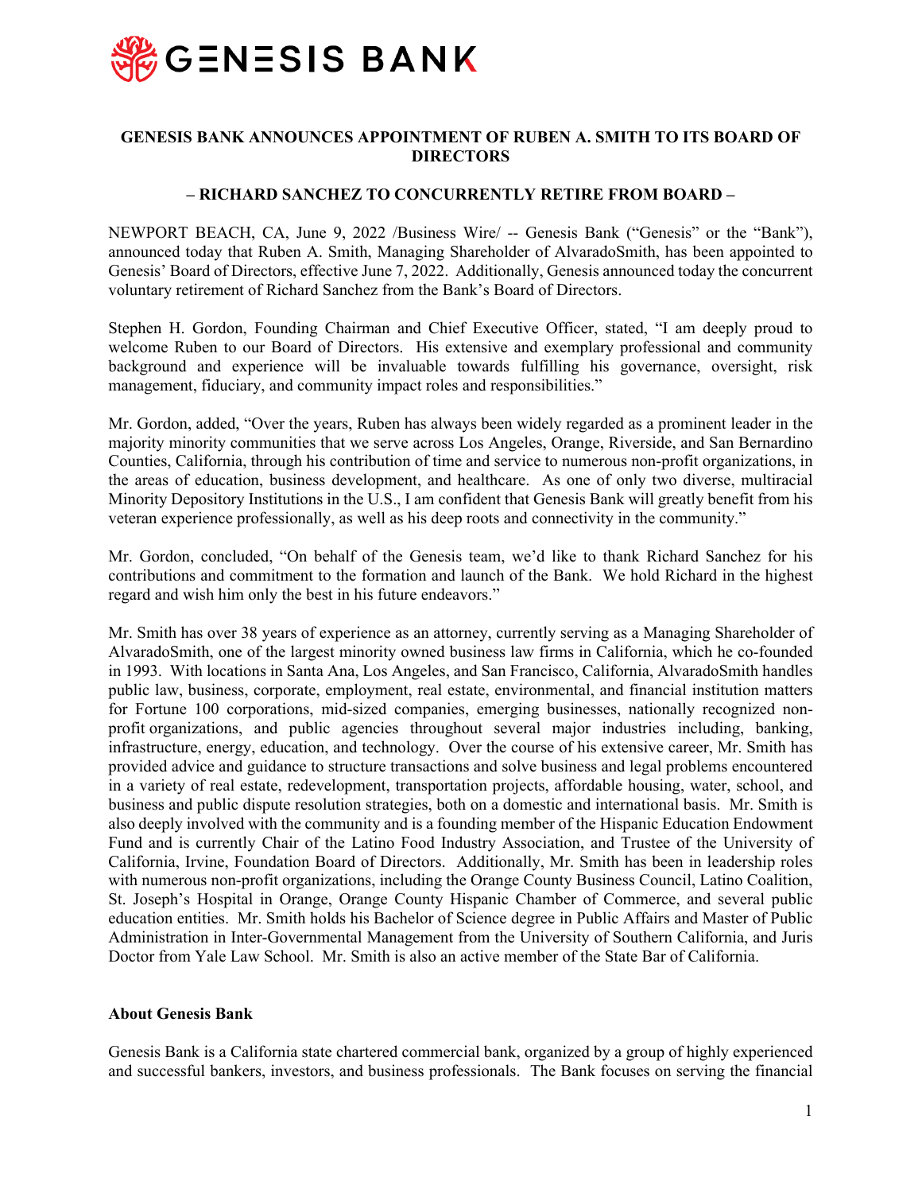GENESIS BANK

# GENESIS BANK ANNOUNCES APPOINTMENT OF RUBEN A. SMITH TO ITS BOARD OF DIRECTORS

## – RICHARD SANCHEZ TO CONCURRENTLY RETIRE FROM BOARD –

NEWPORT BEACH, CA, June 9, 2022 /Business Wire/ -- Genesis Bank ("Genesis" or the "Bank"), announced today that Ruben A. Smith, Managing Shareholder of AlvaradoSmith, has been appointed to Genesis' Board of Directors, effective June 7, 2022. Additionally, Genesis announced today the concurrent voluntary retirement of Richard Sanchez from the Bank's Board of Directors.

Stephen H. Gordon, Founding Chairman and Chief Executive Officer, stated, "I am deeply proud to welcome Ruben to our Board of Directors. His extensive and exemplary professional and community background and experience will be invaluable towards fulfilling his governance, oversight, risk management, fiduciary, and community impact roles and responsibilities."

Mr. Gordon, added, "Over the years, Ruben has always been widely regarded as a prominent leader in the majority minority communities that we serve across Los Angeles, Orange, Riverside, and San Bernardino Counties, California, through his contribution of time and service to numerous non-profit organizations, in the areas of education, business development, and healthcare. As one of only two diverse, multiracial Minority Depository Institutions in the U.S., I am confident that Genesis Bank will greatly benefit from his veteran experience professionally, as well as his deep roots and connectivity in the community."

Mr. Gordon, concluded, "On behalf of the Genesis team, we'd like to thank Richard Sanchez for his contributions and commitment to the formation and launch of the Bank. We hold Richard in the highest regard and wish him only the best in his future endeavors."

Mr. Smith has over 38 years of experience as an attorney, currently serving as a Managing Shareholder of AlvaradoSmith, one of the largest minority owned business law firms in California, which he co-founded in 1993. With locations in Santa Ana, Los Angeles, and San Francisco, California, AlvaradoSmith handles public law, business, corporate, employment, real estate, environmental, and financial institution matters for Fortune 100 corporations, mid-sized companies, emerging businesses, nationally recognized non-profit organizations, and public agencies throughout several major industries including, banking, infrastructure, energy, education, and technology. Over the course of his extensive career, Mr. Smith has provided advice and guidance to structure transactions and solve business and legal problems encountered in a variety of real estate, redevelopment, transportation projects, affordable housing, water, school, and business and public dispute resolution strategies, both on a domestic and international basis. Mr. Smith is also deeply involved with the community and is a founding member of the Hispanic Education Endowment Fund and is currently Chair of the Latino Food Industry Association, and Trustee of the University of California, Irvine, Foundation Board of Directors. Additionally, Mr. Smith has been in leadership roles with numerous non-profit organizations, including the Orange County Business Council, Latino Coalition, St. Joseph's Hospital in Orange, Orange County Hispanic Chamber of Commerce, and several public education entities. Mr. Smith holds his Bachelor of Science degree in Public Affairs and Master of Public Administration in Inter-Governmental Management from the University of Southern California, and Juris Doctor from Yale Law School. Mr. Smith is also an active member of the State Bar of California.

### About Genesis Bank

Genesis Bank is a California state chartered commercial bank, organized by a group of highly experienced and successful bankers, investors, and business professionals. The Bank focuses on serving the financial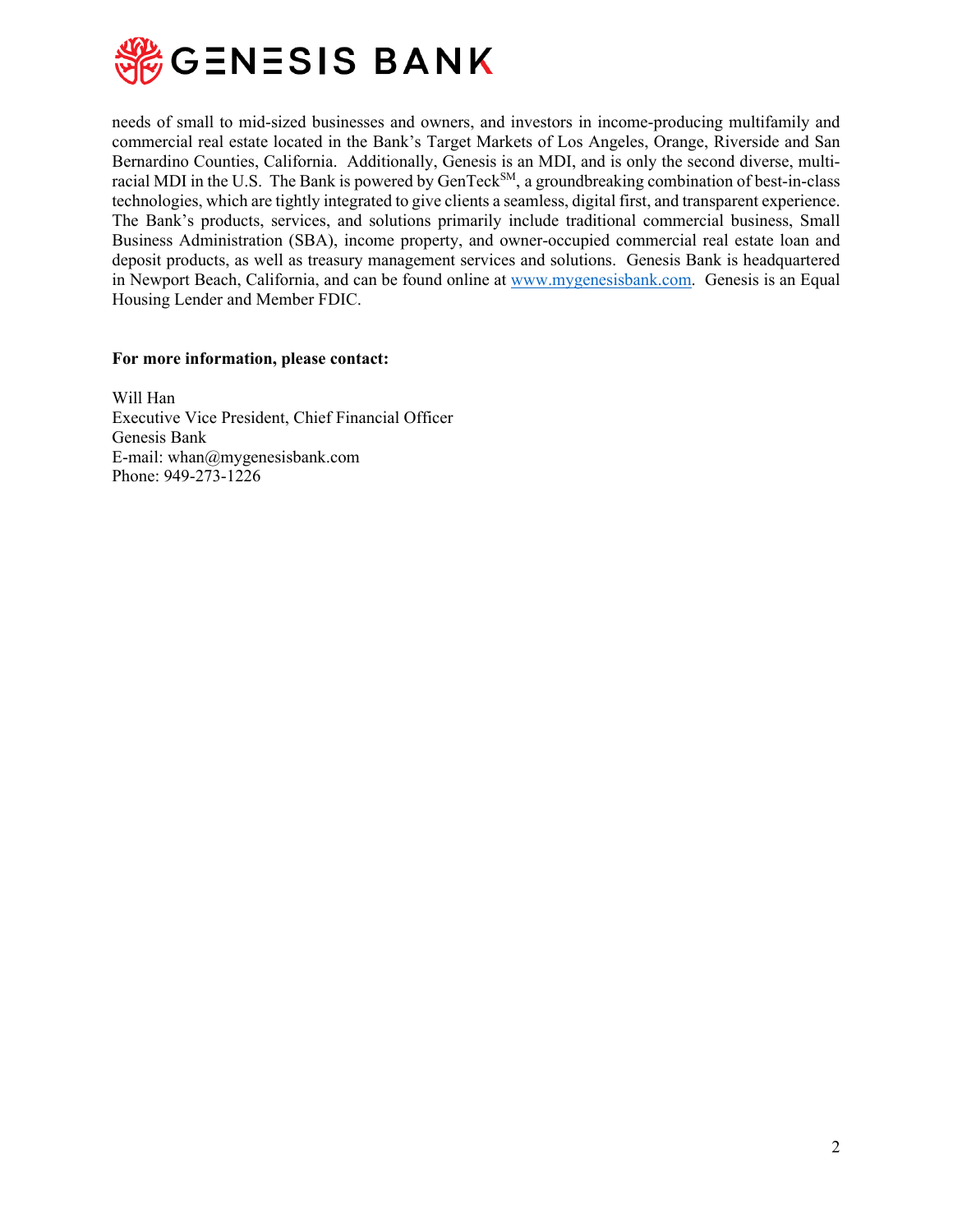needs of small to mid-sized businesses and owners, and investors in income-producing multifamily and commercial real estate located in the Bank's Target Markets of Los Angeles, Orange, Riverside and San Bernardino Counties, California. Additionally, Genesis is an MDI, and is only the second diverse, multi-racial MDI in the U.S. The Bank is powered by GenTeck[SM], a groundbreaking combination of best-in-class technologies, which are tightly integrated to give clients a seamless, digital first, and transparent experience. The Bank's products, services, and solutions primarily include traditional commercial business, Small Business Administration (SBA), income property, and owner-occupied commercial real estate loan and deposit products, as well as treasury management services and solutions. Genesis Bank is headquartered in Newport Beach, California, and can be found online at www.mygenesisbank.com. Genesis is an Equal Housing Lender and Member FDIC.

**For more information, please contact:**

Will Han
Executive Vice President, Chief Financial Officer
Genesis Bank
E-mail: whan@mygenesisbank.com
Phone: 949-273-1226